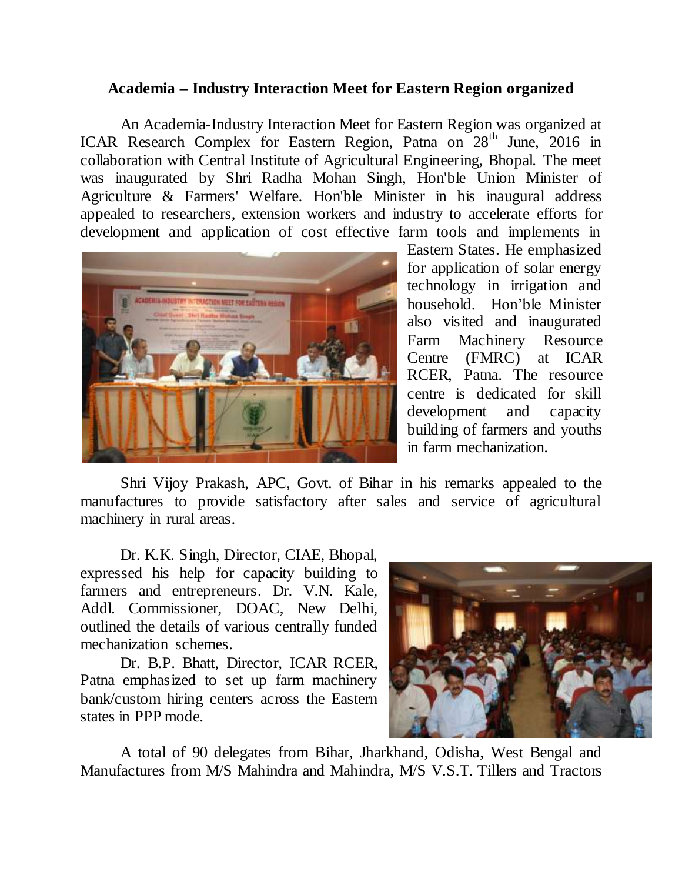# Academia – Industry Interaction Meet for Eastern Region organized

An Academia-Industry Interaction Meet for Eastern Region was organized at ICAR Research Complex for Eastern Region, Patna on 28th June, 2016 in collaboration with Central Institute of Agricultural Engineering, Bhopal. The meet was inaugurated by Shri Radha Mohan Singh, Hon'ble Union Minister of Agriculture & Farmers' Welfare. Hon'ble Minister in his inaugural address appealed to researchers, extension workers and industry to accelerate efforts for development and application of cost effective farm tools and implements in Eastern States. He emphasized for application of solar energy technology in irrigation and household. Hon'ble Minister also visited and inaugurated Farm Machinery Resource Centre (FMRC) at ICAR RCER, Patna. The resource centre is dedicated for skill development and capacity building of farmers and youths in farm mechanization.

Shri Vijoy Prakash, APC, Govt. of Bihar in his remarks appealed to the manufactures to provide satisfactory after sales and service of agricultural machinery in rural areas.

Dr. K.K. Singh, Director, CIAE, Bhopal, expressed his help for capacity building to farmers and entrepreneurs. Dr. V.N. Kale, Addl. Commissioner, DOAC, New Delhi, outlined the details of various centrally funded mechanization schemes.

Dr. B.P. Bhatt, Director, ICAR RCER, Patna emphasized to set up farm machinery bank/custom hiring centers across the Eastern states in PPP mode.

A total of 90 delegates from Bihar, Jharkhand, Odisha, West Bengal and Manufactures from M/S Mahindra and Mahindra, M/S V.S.T. Tillers and Tractors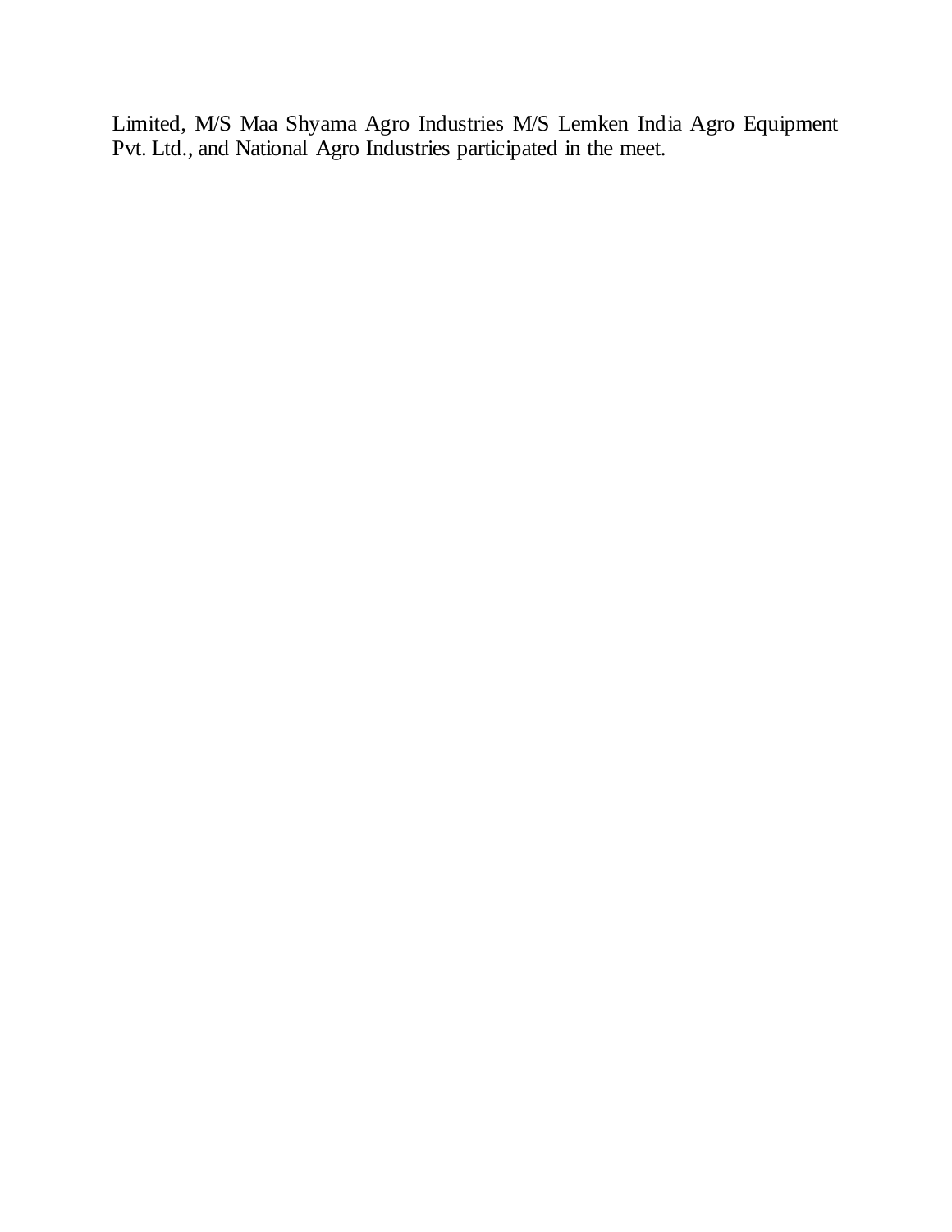Limited, M/S Maa Shyama Agro Industries M/S Lemken India Agro Equipment Pvt. Ltd., and National Agro Industries participated in the meet.